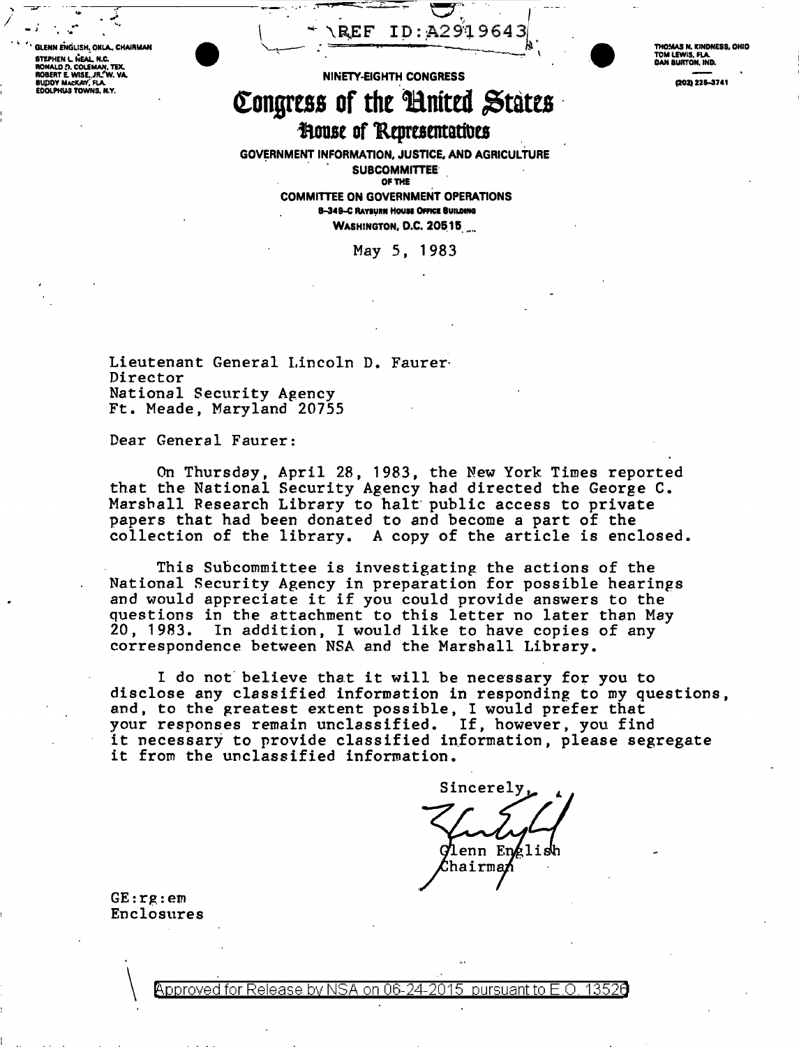REF ID:A2919643

GLENN ENGLISH, OKLA., CHAIRMAN
STEPHEN L. NEAL, N.C.
RONALD D. COLEMAN, TEX.
ROBERT E. WISE, JR., W. VA.
BUDDY MACKAY, FLA.
EDOLPHUS TOWNS, N.Y.

THOMAS N. KINDNESS, OHIO
TOM LEWIS, FLA.
DAN BURTON, IND.

(202) 225-3741

NINETY-EIGHTH CONGRESS

# Congress of the United States

## House of Representatives

GOVERNMENT INFORMATION, JUSTICE, AND AGRICULTURE SUBCOMMITTEE
OF THE
COMMITTEE ON GOVERNMENT OPERATIONS
B-349-C RAYBURN HOUSE OFFICE BUILDING
WASHINGTON, D.C. 20515

May 5, 1983

Lieutenant General Lincoln D. Faurer
Director
National Security Agency
Ft. Meade, Maryland 20755

Dear General Faurer:

On Thursday, April 28, 1983, the New York Times reported that the National Security Agency had directed the George C. Marshall Research Library to halt public access to private papers that had been donated to and become a part of the collection of the library. A copy of the article is enclosed.

This Subcommittee is investigating the actions of the National Security Agency in preparation for possible hearings and would appreciate it if you could provide answers to the questions in the attachment to this letter no later than May 20, 1983. In addition, I would like to have copies of any correspondence between NSA and the Marshall Library.

I do not believe that it will be necessary for you to disclose any classified information in responding to my questions, and, to the greatest extent possible, I would prefer that your responses remain unclassified. If, however, you find it necessary to provide classified information, please segregate it from the unclassified information.

Sincerely,

Glenn English
Chairman

GE:rg:em
Enclosures

Approved for Release by NSA on 06-24-2015 pursuant to E.O. 13526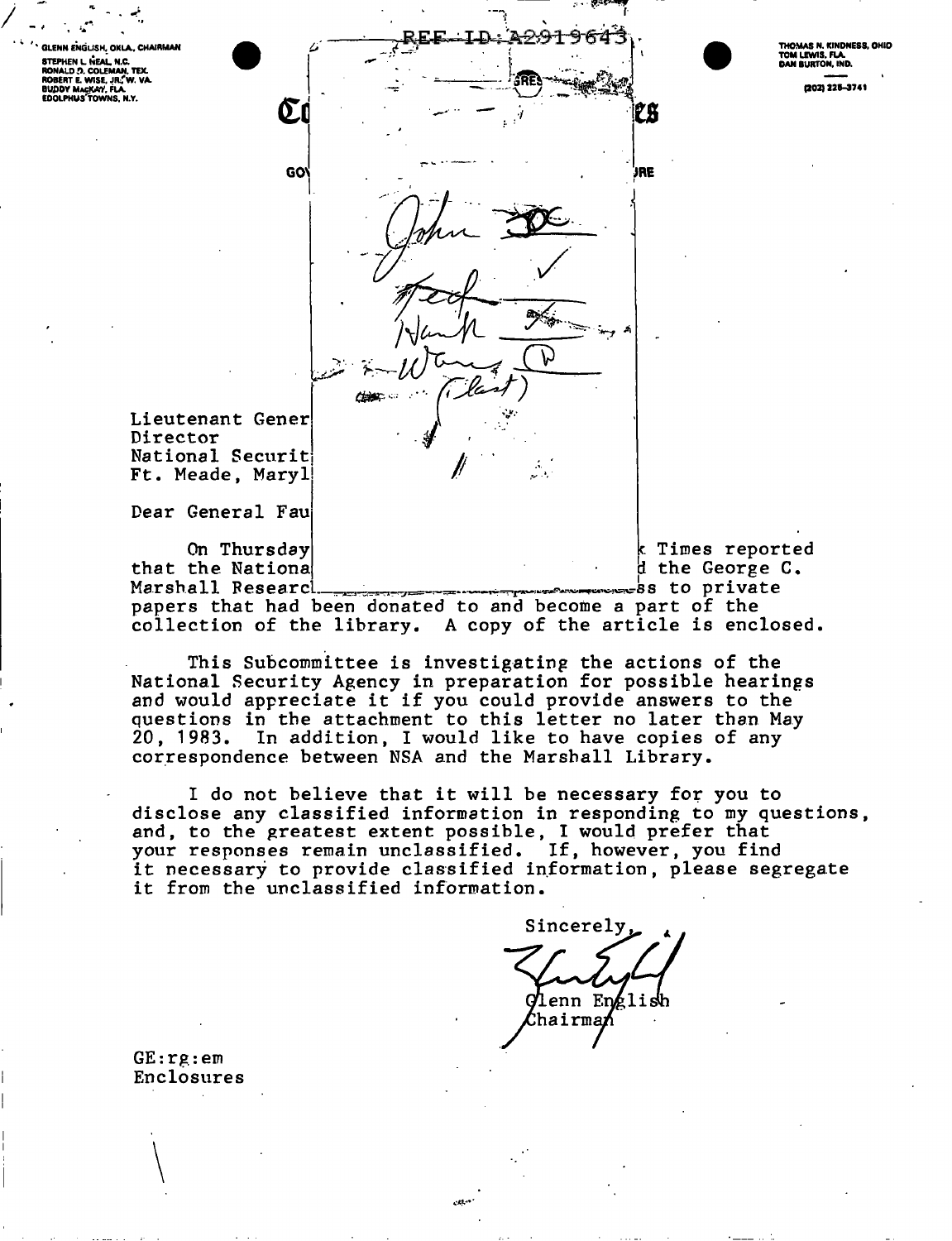GLENN ENGLISH, OKLA., CHAIRMAN
STEPHEN L. NEAL, N.C.
RONALD D. COLEMAN, TEX.
ROBERT E. WISE, JR., W. VA.
BUDDY MacKAY, FLA.
EDOLPHUS TOWNS, N.Y.

REF ID:A2919643

THOMAS N. KINDNESS, OHIO
TOM LEWIS, FLA.
DAN BURTON, IND.

(202) 225-3741

Co ... es

GO ... RE

John
Ted
Hank
Wang (last)

Lieutenant Gener
Director
National Securit
Ft. Meade, Maryl

Dear General Fau

On Thursday ... Times reported that the Nationa ... d the George C. Marshall Researc ... ss to private papers that had been donated to and become a part of the collection of the library. A copy of the article is enclosed.

This Subcommittee is investigating the actions of the National Security Agency in preparation for possible hearings and would appreciate it if you could provide answers to the questions in the attachment to this letter no later than May 20, 1983. In addition, I would like to have copies of any correspondence between NSA and the Marshall Library.

I do not believe that it will be necessary for you to disclose any classified information in responding to my questions, and, to the greatest extent possible, I would prefer that your responses remain unclassified. If, however, you find it necessary to provide classified information, please segregate it from the unclassified information.

Sincerely,

Glenn English
Chairman

GE:rg:em
Enclosures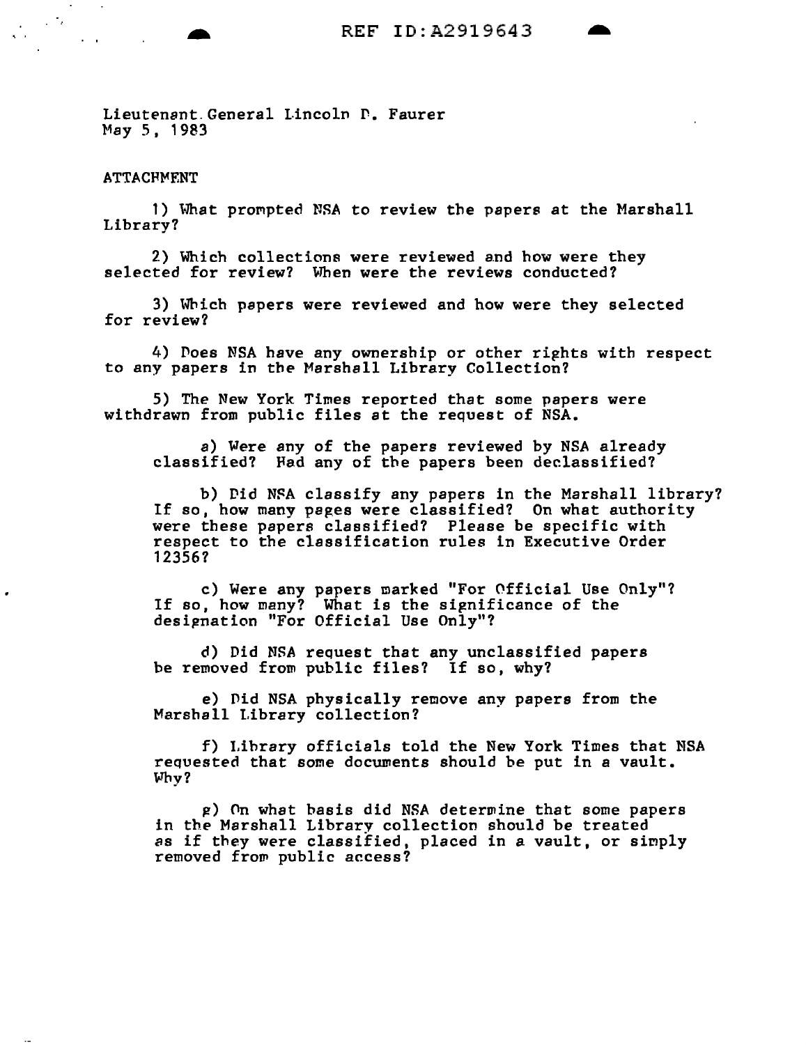Lieutenant General Lincoln D. Faurer
May 5, 1983

ATTACHMENT

1) What prompted NSA to review the papers at the Marshall Library?

2) Which collections were reviewed and how were they selected for review? When were the reviews conducted?

3) Which papers were reviewed and how were they selected for review?

4) Does NSA have any ownership or other rights with respect to any papers in the Marshall Library Collection?

5) The New York Times reported that some papers were withdrawn from public files at the request of NSA.

a) Were any of the papers reviewed by NSA already classified? Had any of the papers been declassified?

b) Did NSA classify any papers in the Marshall library? If so, how many pages were classified? On what authority were these papers classified? Please be specific with respect to the classification rules in Executive Order 12356?

c) Were any papers marked "For Official Use Only"? If so, how many? What is the significance of the designation "For Official Use Only"?

d) Did NSA request that any unclassified papers be removed from public files? If so, why?

e) Did NSA physically remove any papers from the Marshall Library collection?

f) Library officials told the New York Times that NSA requested that some documents should be put in a vault. Why?

g) On what basis did NSA determine that some papers in the Marshall Library collection should be treated as if they were classified, placed in a vault, or simply removed from public access?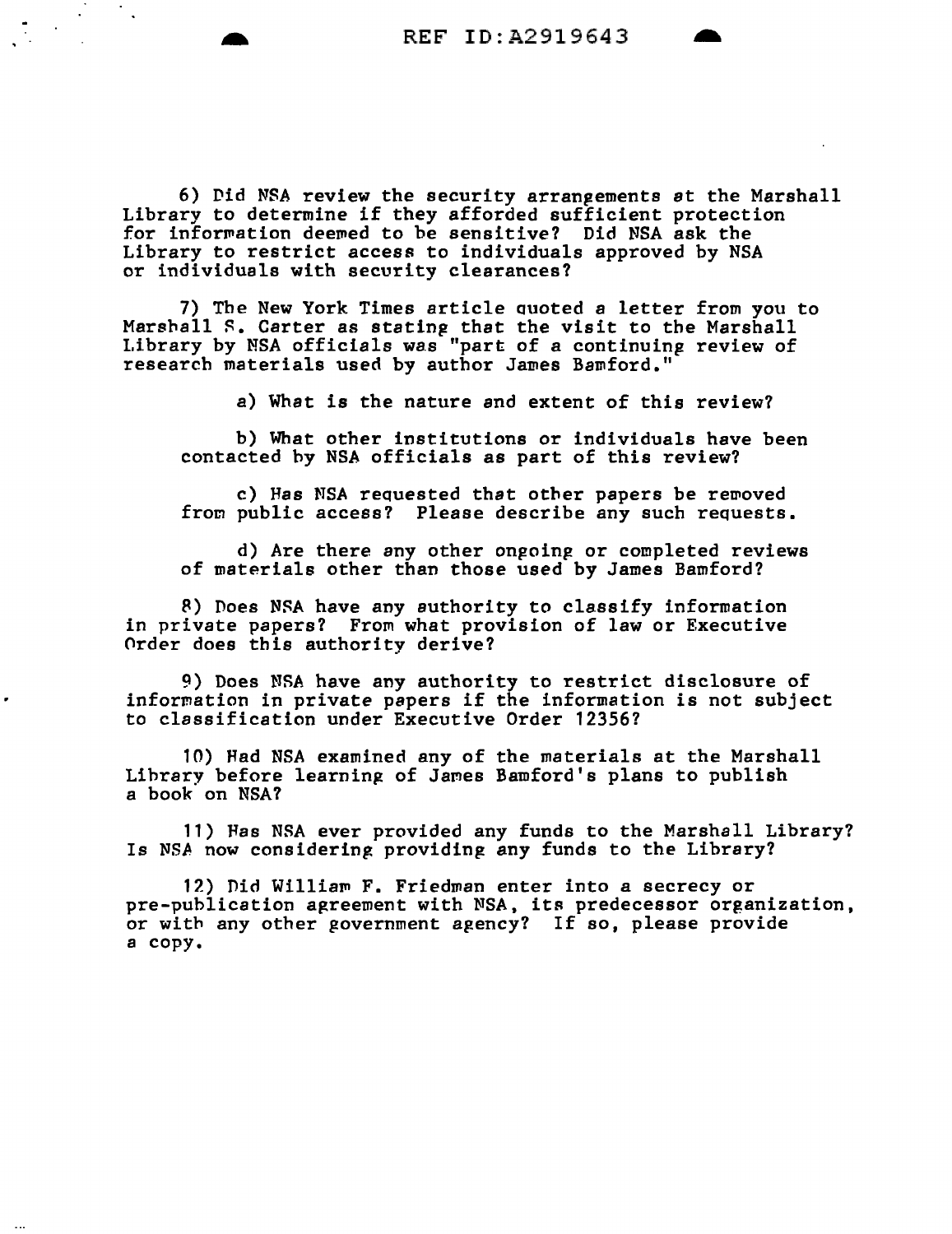6) Did NSA review the security arrangements at the Marshall Library to determine if they afforded sufficient protection for information deemed to be sensitive? Did NSA ask the Library to restrict access to individuals approved by NSA or individuals with security clearances?

7) The New York Times article quoted a letter from you to Marshall S. Carter as stating that the visit to the Marshall Library by NSA officials was "part of a continuing review of research materials used by author James Bamford."

a) What is the nature and extent of this review?

b) What other institutions or individuals have been contacted by NSA officials as part of this review?

c) Has NSA requested that other papers be removed from public access? Please describe any such requests.

d) Are there any other ongoing or completed reviews of materials other than those used by James Bamford?

8) Does NSA have any authority to classify information in private papers? From what provision of law or Executive Order does this authority derive?

9) Does NSA have any authority to restrict disclosure of information in private papers if the information is not subject to classification under Executive Order 12356?

10) Had NSA examined any of the materials at the Marshall Library before learning of James Bamford's plans to publish a book on NSA?

11) Has NSA ever provided any funds to the Marshall Library? Is NSA now considering providing any funds to the Library?

12) Did William F. Friedman enter into a secrecy or pre-publication agreement with NSA, its predecessor organization, or with any other government agency? If so, please provide a copy.